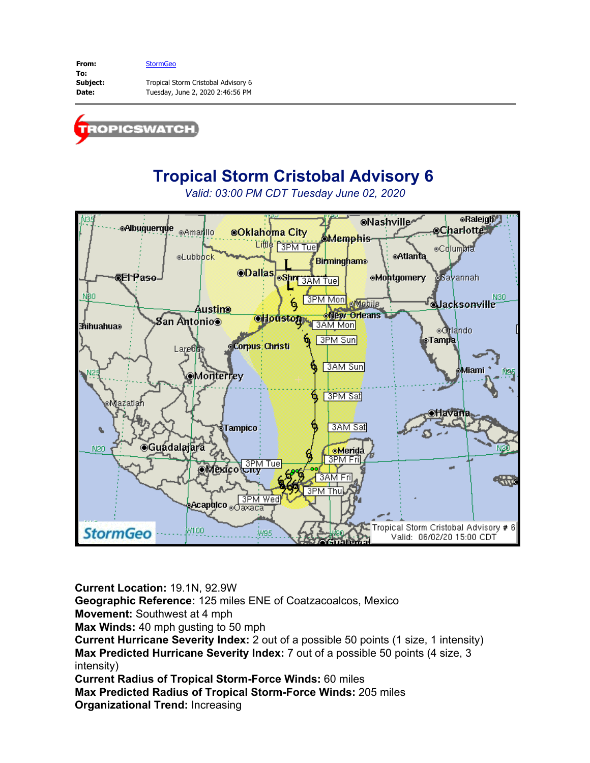**From:** StormGeo
**To:**
**Subject:** Tropical Storm Cristobal Advisory 6
**Date:** Tuesday, June 2, 2020 2:46:56 PM

TROPICSWATCH

# Tropical Storm Cristobal Advisory 6

*Valid: 03:00 PM CDT Tuesday June 02, 2020*

Tropical Storm Cristobal Advisory # 6
Valid: 06/02/20 15:00 CDT

3PM Tue
3AM Tue
3PM Mon
3AM Mon
3PM Sun
3AM Sun
3PM Sat
3AM Sat
3PM Fri
3AM Fri
3PM Thu
3PM Wed
3PM Tue

StormGeo

**Current Location:** 19.1N, 92.9W
**Geographic Reference:** 125 miles ENE of Coatzacoalcos, Mexico
**Movement:** Southwest at 4 mph
**Max Winds:** 40 mph gusting to 50 mph
**Current Hurricane Severity Index:** 2 out of a possible 50 points (1 size, 1 intensity)
**Max Predicted Hurricane Severity Index:** 7 out of a possible 50 points (4 size, 3 intensity)
**Current Radius of Tropical Storm-Force Winds:** 60 miles
**Max Predicted Radius of Tropical Storm-Force Winds:** 205 miles
**Organizational Trend:** Increasing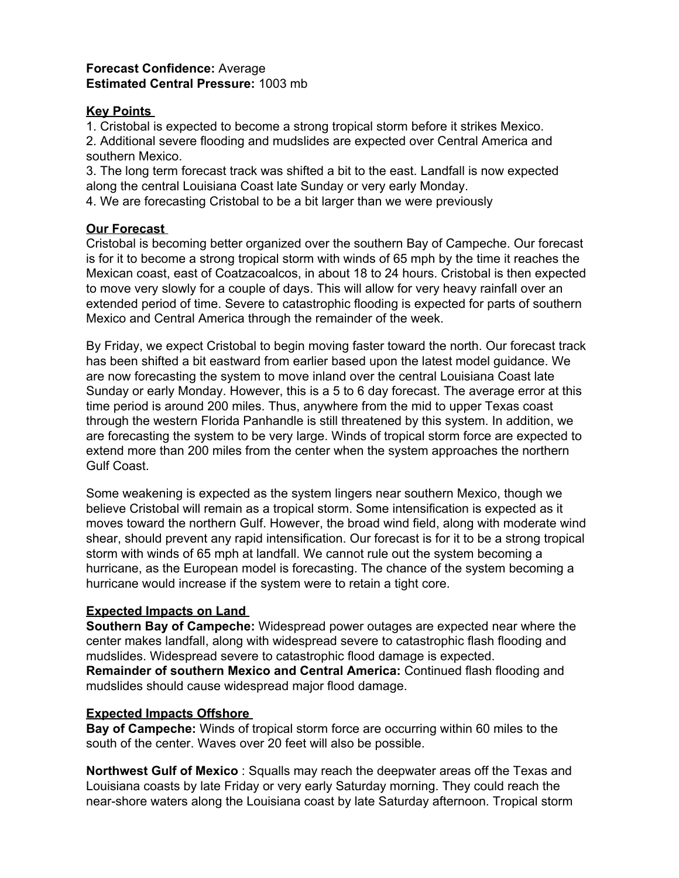**Forecast Confidence:** Average
**Estimated Central Pressure:** 1003 mb

## Key Points

1. Cristobal is expected to become a strong tropical storm before it strikes Mexico.
2. Additional severe flooding and mudslides are expected over Central America and southern Mexico.
3. The long term forecast track was shifted a bit to the east. Landfall is now expected along the central Louisiana Coast late Sunday or very early Monday.
4. We are forecasting Cristobal to be a bit larger than we were previously

## Our Forecast

Cristobal is becoming better organized over the southern Bay of Campeche. Our forecast is for it to become a strong tropical storm with winds of 65 mph by the time it reaches the Mexican coast, east of Coatzacoalcos, in about 18 to 24 hours. Cristobal is then expected to move very slowly for a couple of days. This will allow for very heavy rainfall over an extended period of time. Severe to catastrophic flooding is expected for parts of southern Mexico and Central America through the remainder of the week.

By Friday, we expect Cristobal to begin moving faster toward the north. Our forecast track has been shifted a bit eastward from earlier based upon the latest model guidance. We are now forecasting the system to move inland over the central Louisiana Coast late Sunday or early Monday. However, this is a 5 to 6 day forecast. The average error at this time period is around 200 miles. Thus, anywhere from the mid to upper Texas coast through the western Florida Panhandle is still threatened by this system. In addition, we are forecasting the system to be very large. Winds of tropical storm force are expected to extend more than 200 miles from the center when the system approaches the northern Gulf Coast.

Some weakening is expected as the system lingers near southern Mexico, though we believe Cristobal will remain as a tropical storm. Some intensification is expected as it moves toward the northern Gulf. However, the broad wind field, along with moderate wind shear, should prevent any rapid intensification. Our forecast is for it to be a strong tropical storm with winds of 65 mph at landfall. We cannot rule out the system becoming a hurricane, as the European model is forecasting. The chance of the system becoming a hurricane would increase if the system were to retain a tight core.

## Expected Impacts on Land

**Southern Bay of Campeche:** Widespread power outages are expected near where the center makes landfall, along with widespread severe to catastrophic flash flooding and mudslides. Widespread severe to catastrophic flood damage is expected.
**Remainder of southern Mexico and Central America:** Continued flash flooding and mudslides should cause widespread major flood damage.

## Expected Impacts Offshore

**Bay of Campeche:** Winds of tropical storm force are occurring within 60 miles to the south of the center. Waves over 20 feet will also be possible.

**Northwest Gulf of Mexico** : Squalls may reach the deepwater areas off the Texas and Louisiana coasts by late Friday or very early Saturday morning. They could reach the near-shore waters along the Louisiana coast by late Saturday afternoon. Tropical storm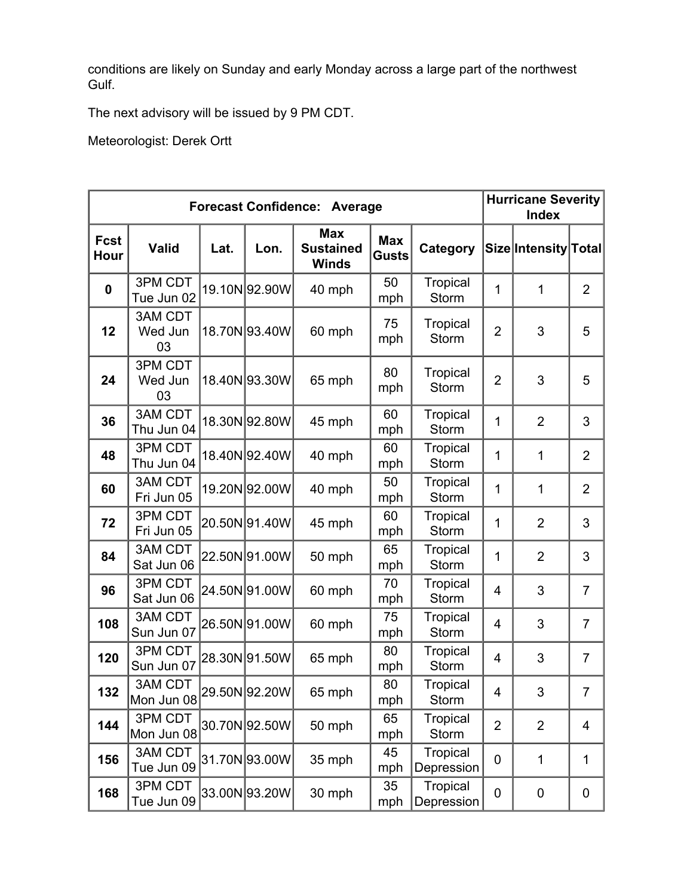conditions are likely on Sunday and early Monday across a large part of the northwest Gulf.

The next advisory will be issued by 9 PM CDT.

Meteorologist: Derek Ortt

| Forecast Confidence: Average | | | | | | | Hurricane Severity Index | | |
|---|---|---|---|---|---|---|---|---|---|
| **Fcst Hour** | **Valid** | **Lat.** | **Lon.** | **Max Sustained Winds** | **Max Gusts** | **Category** | **Size** | **Intensity** | **Total** |
| **0** | 3PM CDT Tue Jun 02 | 19.10N | 92.90W | 40 mph | 50 mph | Tropical Storm | 1 | 1 | 2 |
| **12** | 3AM CDT Wed Jun 03 | 18.70N | 93.40W | 60 mph | 75 mph | Tropical Storm | 2 | 3 | 5 |
| **24** | 3PM CDT Wed Jun 03 | 18.40N | 93.30W | 65 mph | 80 mph | Tropical Storm | 2 | 3 | 5 |
| **36** | 3AM CDT Thu Jun 04 | 18.30N | 92.80W | 45 mph | 60 mph | Tropical Storm | 1 | 2 | 3 |
| **48** | 3PM CDT Thu Jun 04 | 18.40N | 92.40W | 40 mph | 60 mph | Tropical Storm | 1 | 1 | 2 |
| **60** | 3AM CDT Fri Jun 05 | 19.20N | 92.00W | 40 mph | 50 mph | Tropical Storm | 1 | 1 | 2 |
| **72** | 3PM CDT Fri Jun 05 | 20.50N | 91.40W | 45 mph | 60 mph | Tropical Storm | 1 | 2 | 3 |
| **84** | 3AM CDT Sat Jun 06 | 22.50N | 91.00W | 50 mph | 65 mph | Tropical Storm | 1 | 2 | 3 |
| **96** | 3PM CDT Sat Jun 06 | 24.50N | 91.00W | 60 mph | 70 mph | Tropical Storm | 4 | 3 | 7 |
| **108** | 3AM CDT Sun Jun 07 | 26.50N | 91.00W | 60 mph | 75 mph | Tropical Storm | 4 | 3 | 7 |
| **120** | 3PM CDT Sun Jun 07 | 28.30N | 91.50W | 65 mph | 80 mph | Tropical Storm | 4 | 3 | 7 |
| **132** | 3AM CDT Mon Jun 08 | 29.50N | 92.20W | 65 mph | 80 mph | Tropical Storm | 4 | 3 | 7 |
| **144** | 3PM CDT Mon Jun 08 | 30.70N | 92.50W | 50 mph | 65 mph | Tropical Storm | 2 | 2 | 4 |
| **156** | 3AM CDT Tue Jun 09 | 31.70N | 93.00W | 35 mph | 45 mph | Tropical Depression | 0 | 1 | 1 |
| **168** | 3PM CDT Tue Jun 09 | 33.00N | 93.20W | 30 mph | 35 mph | Tropical Depression | 0 | 0 | 0 |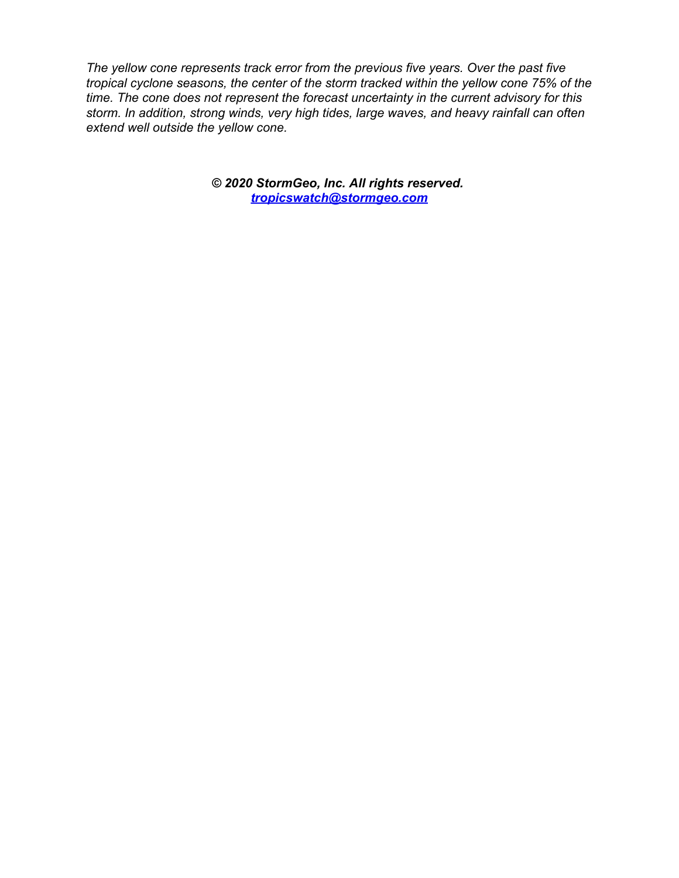*The yellow cone represents track error from the previous five years. Over the past five tropical cyclone seasons, the center of the storm tracked within the yellow cone 75% of the time. The cone does not represent the forecast uncertainty in the current advisory for this storm. In addition, strong winds, very high tides, large waves, and heavy rainfall can often extend well outside the yellow cone.*

***© 2020 StormGeo, Inc. All rights reserved.***
***[tropicswatch@stormgeo.com](mailto:tropicswatch@stormgeo.com)***